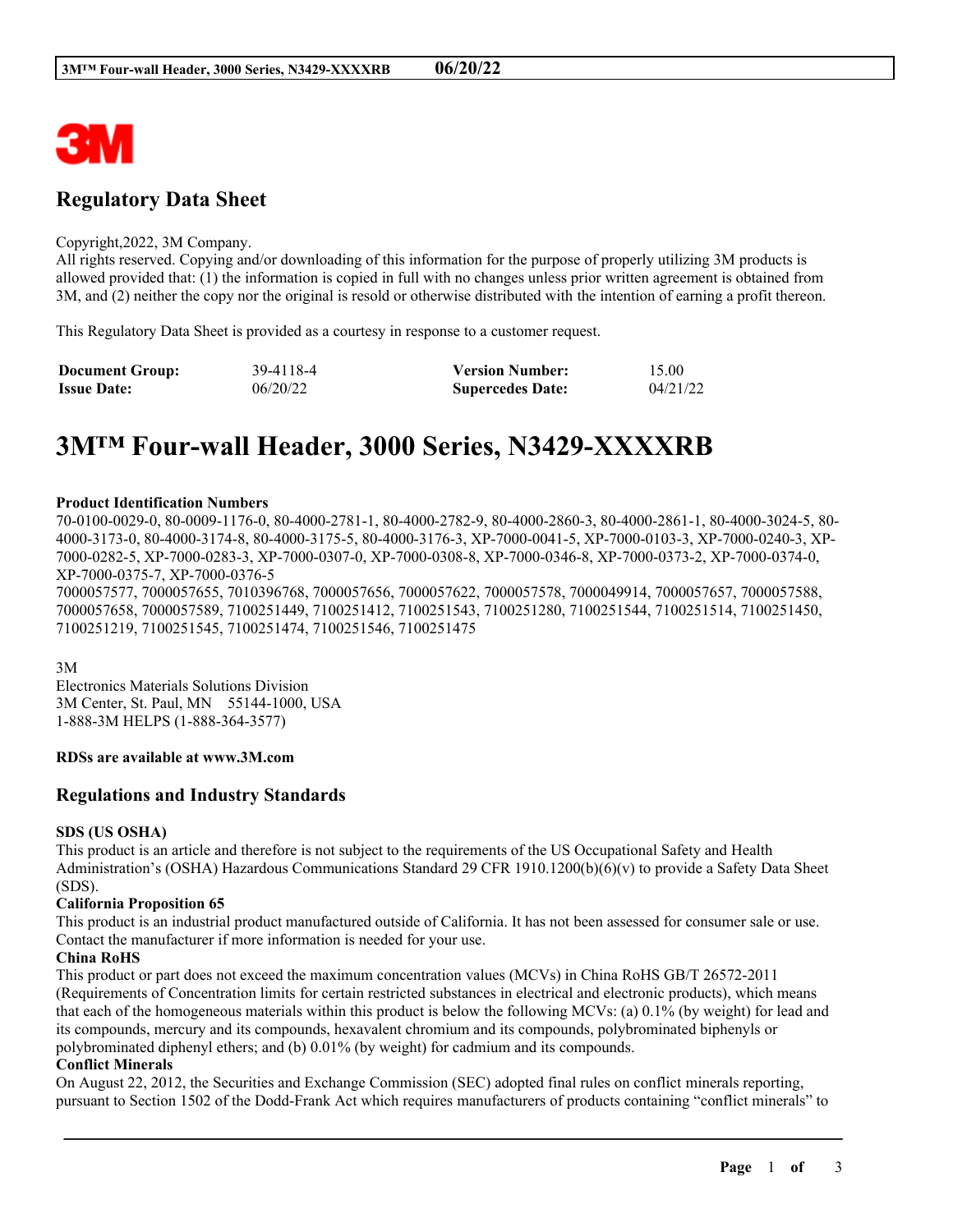## Regulatory Data Sheet

Copyright,2022, 3M Company.
All rights reserved. Copying and/or downloading of this information for the purpose of properly utilizing 3M products is allowed provided that: (1) the information is copied in full with no changes unless prior written agreement is obtained from 3M, and (2) neither the copy nor the original is resold or otherwise distributed with the intention of earning a profit thereon.

This Regulatory Data Sheet is provided as a courtesy in response to a customer request.

| **Document Group:** | 39-4118-4 | **Version Number:** | 15.00 |
|---|---|---|---|
| **Issue Date:** | 06/20/22 | **Supercedes Date:** | 04/21/22 |

# 3M™ Four-wall Header, 3000 Series, N3429-XXXXRB

**Product Identification Numbers**
70-0100-0029-0, 80-0009-1176-0, 80-4000-2781-1, 80-4000-2782-9, 80-4000-2860-3, 80-4000-2861-1, 80-4000-3024-5, 80-4000-3173-0, 80-4000-3174-8, 80-4000-3175-5, 80-4000-3176-3, XP-7000-0041-5, XP-7000-0103-3, XP-7000-0240-3, XP-7000-0282-5, XP-7000-0283-3, XP-7000-0307-0, XP-7000-0308-8, XP-7000-0346-8, XP-7000-0373-2, XP-7000-0374-0, XP-7000-0375-7, XP-7000-0376-5
7000057577, 7000057655, 7010396768, 7000057656, 7000057622, 7000057578, 7000049914, 7000057657, 7000057588, 7000057658, 7000057589, 7100251449, 7100251412, 7100251543, 7100251280, 7100251544, 7100251514, 7100251450, 7100251219, 7100251545, 7100251474, 7100251546, 7100251475

3M
Electronics Materials Solutions Division
3M Center, St. Paul, MN 55144-1000, USA
1-888-3M HELPS (1-888-364-3577)

**RDSs are available at www.3M.com**

## Regulations and Industry Standards

**SDS (US OSHA)**
This product is an article and therefore is not subject to the requirements of the US Occupational Safety and Health Administration's (OSHA) Hazardous Communications Standard 29 CFR 1910.1200(b)(6)(v) to provide a Safety Data Sheet (SDS).

**California Proposition 65**
This product is an industrial product manufactured outside of California. It has not been assessed for consumer sale or use. Contact the manufacturer if more information is needed for your use.

**China RoHS**
This product or part does not exceed the maximum concentration values (MCVs) in China RoHS GB/T 26572-2011 (Requirements of Concentration limits for certain restricted substances in electrical and electronic products), which means that each of the homogeneous materials within this product is below the following MCVs: (a) 0.1% (by weight) for lead and its compounds, mercury and its compounds, hexavalent chromium and its compounds, polybrominated biphenyls or polybrominated diphenyl ethers; and (b) 0.01% (by weight) for cadmium and its compounds.

**Conflict Minerals**
On August 22, 2012, the Securities and Exchange Commission (SEC) adopted final rules on conflict minerals reporting, pursuant to Section 1502 of the Dodd-Frank Act which requires manufacturers of products containing "conflict minerals" to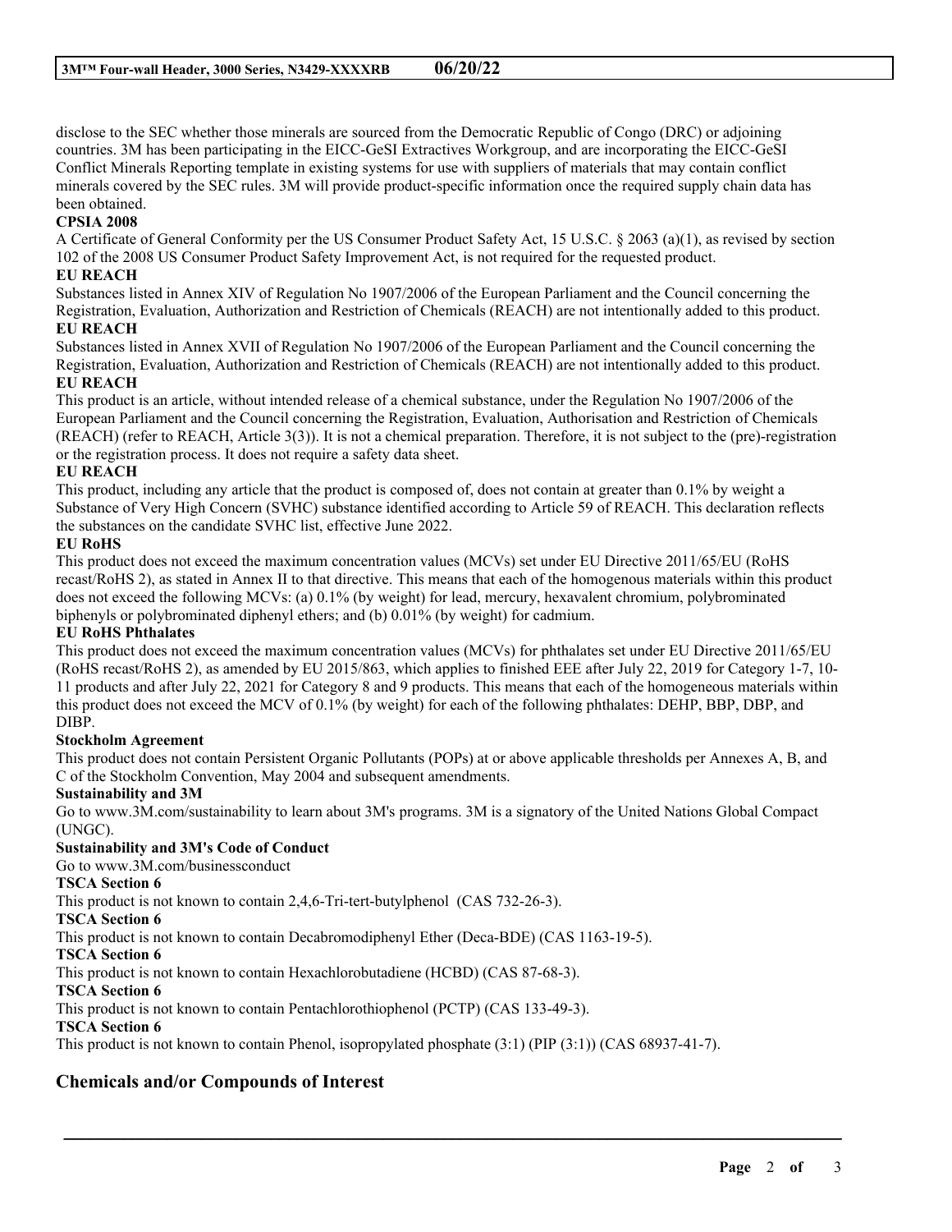disclose to the SEC whether those minerals are sourced from the Democratic Republic of Congo (DRC) or adjoining countries. 3M has been participating in the EICC-GeSI Extractives Workgroup, and are incorporating the EICC-GeSI Conflict Minerals Reporting template in existing systems for use with suppliers of materials that may contain conflict minerals covered by the SEC rules. 3M will provide product-specific information once the required supply chain data has been obtained.

**CPSIA 2008**

A Certificate of General Conformity per the US Consumer Product Safety Act, 15 U.S.C. § 2063 (a)(1), as revised by section 102 of the 2008 US Consumer Product Safety Improvement Act, is not required for the requested product.

**EU REACH**

Substances listed in Annex XIV of Regulation No 1907/2006 of the European Parliament and the Council concerning the Registration, Evaluation, Authorization and Restriction of Chemicals (REACH) are not intentionally added to this product.

**EU REACH**

Substances listed in Annex XVII of Regulation No 1907/2006 of the European Parliament and the Council concerning the Registration, Evaluation, Authorization and Restriction of Chemicals (REACH) are not intentionally added to this product.

**EU REACH**

This product is an article, without intended release of a chemical substance, under the Regulation No 1907/2006 of the European Parliament and the Council concerning the Registration, Evaluation, Authorisation and Restriction of Chemicals (REACH) (refer to REACH, Article 3(3)). It is not a chemical preparation. Therefore, it is not subject to the (pre)-registration or the registration process. It does not require a safety data sheet.

**EU REACH**

This product, including any article that the product is composed of, does not contain at greater than 0.1% by weight a Substance of Very High Concern (SVHC) substance identified according to Article 59 of REACH. This declaration reflects the substances on the candidate SVHC list, effective June 2022.

**EU RoHS**

This product does not exceed the maximum concentration values (MCVs) set under EU Directive 2011/65/EU (RoHS recast/RoHS 2), as stated in Annex II to that directive. This means that each of the homogenous materials within this product does not exceed the following MCVs: (a) 0.1% (by weight) for lead, mercury, hexavalent chromium, polybrominated biphenyls or polybrominated diphenyl ethers; and (b) 0.01% (by weight) for cadmium.

**EU RoHS Phthalates**

This product does not exceed the maximum concentration values (MCVs) for phthalates set under EU Directive 2011/65/EU (RoHS recast/RoHS 2), as amended by EU 2015/863, which applies to finished EEE after July 22, 2019 for Category 1-7, 10-11 products and after July 22, 2021 for Category 8 and 9 products. This means that each of the homogeneous materials within this product does not exceed the MCV of 0.1% (by weight) for each of the following phthalates: DEHP, BBP, DBP, and DIBP.

**Stockholm Agreement**

This product does not contain Persistent Organic Pollutants (POPs) at or above applicable thresholds per Annexes A, B, and C of the Stockholm Convention, May 2004 and subsequent amendments.

**Sustainability and 3M**

Go to www.3M.com/sustainability to learn about 3M's programs. 3M is a signatory of the United Nations Global Compact (UNGC).

**Sustainability and 3M's Code of Conduct**

Go to www.3M.com/businessconduct

**TSCA Section 6**

This product is not known to contain 2,4,6-Tri-tert-butylphenol (CAS 732-26-3).

**TSCA Section 6**

This product is not known to contain Decabromodiphenyl Ether (Deca-BDE) (CAS 1163-19-5).

**TSCA Section 6**

This product is not known to contain Hexachlorobutadiene (HCBD) (CAS 87-68-3).

**TSCA Section 6**

This product is not known to contain Pentachlorothiophenol (PCTP) (CAS 133-49-3).

**TSCA Section 6**

This product is not known to contain Phenol, isopropylated phosphate (3:1) (PIP (3:1)) (CAS 68937-41-7).

## Chemicals and/or Compounds of Interest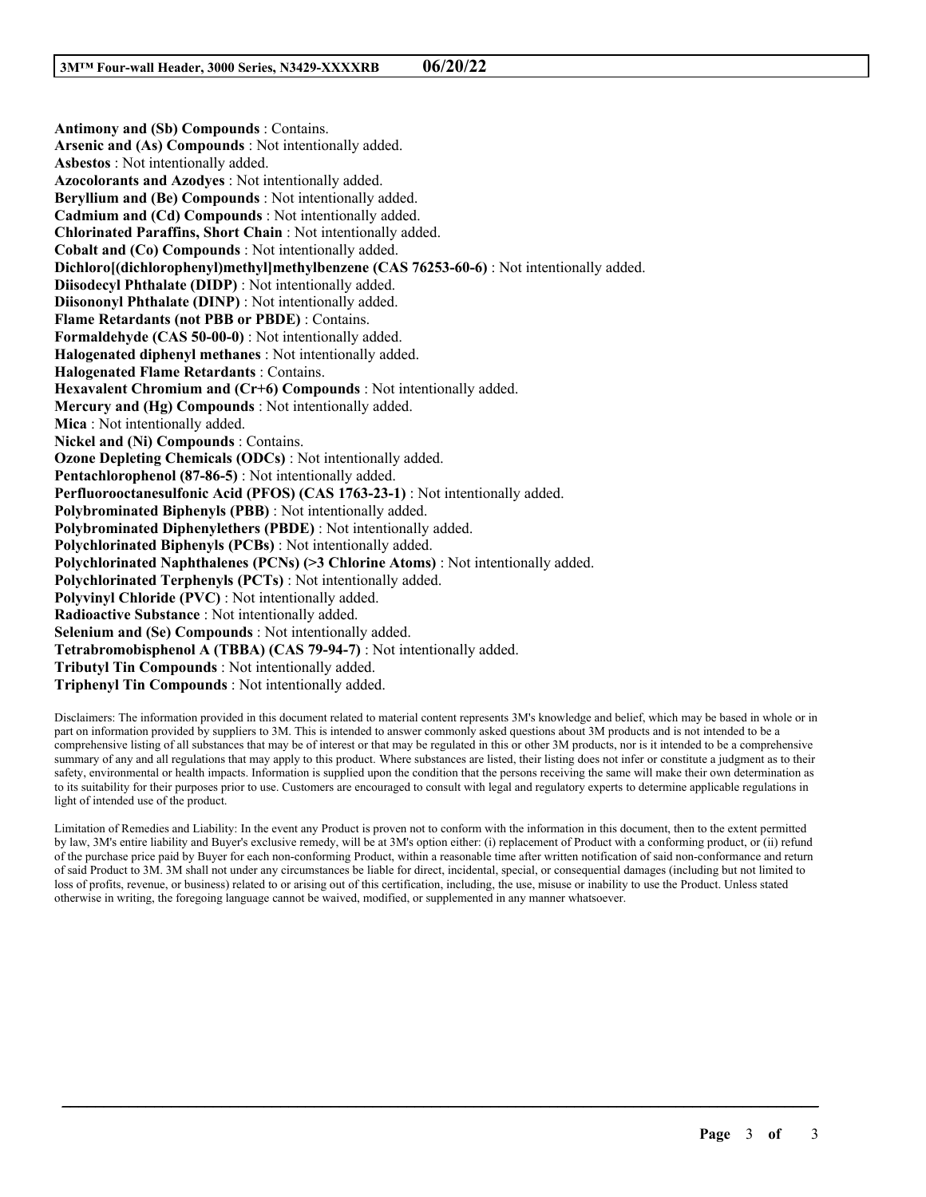**Antimony and (Sb) Compounds** : Contains.
**Arsenic and (As) Compounds** : Not intentionally added.
**Asbestos** : Not intentionally added.
**Azocolorants and Azodyes** : Not intentionally added.
**Beryllium and (Be) Compounds** : Not intentionally added.
**Cadmium and (Cd) Compounds** : Not intentionally added.
**Chlorinated Paraffins, Short Chain** : Not intentionally added.
**Cobalt and (Co) Compounds** : Not intentionally added.
**Dichloro[(dichlorophenyl)methyl]methylbenzene (CAS 76253-60-6)** : Not intentionally added.
**Diisodecyl Phthalate (DIDP)** : Not intentionally added.
**Diisononyl Phthalate (DINP)** : Not intentionally added.
**Flame Retardants (not PBB or PBDE)** : Contains.
**Formaldehyde (CAS 50-00-0)** : Not intentionally added.
**Halogenated diphenyl methanes** : Not intentionally added.
**Halogenated Flame Retardants** : Contains.
**Hexavalent Chromium and (Cr+6) Compounds** : Not intentionally added.
**Mercury and (Hg) Compounds** : Not intentionally added.
**Mica** : Not intentionally added.
**Nickel and (Ni) Compounds** : Contains.
**Ozone Depleting Chemicals (ODCs)** : Not intentionally added.
**Pentachlorophenol (87-86-5)** : Not intentionally added.
**Perfluorooctanesulfonic Acid (PFOS) (CAS 1763-23-1)** : Not intentionally added.
**Polybrominated Biphenyls (PBB)** : Not intentionally added.
**Polybrominated Diphenylethers (PBDE)** : Not intentionally added.
**Polychlorinated Biphenyls (PCBs)** : Not intentionally added.
**Polychlorinated Naphthalenes (PCNs) (>3 Chlorine Atoms)** : Not intentionally added.
**Polychlorinated Terphenyls (PCTs)** : Not intentionally added.
**Polyvinyl Chloride (PVC)** : Not intentionally added.
**Radioactive Substance** : Not intentionally added.
**Selenium and (Se) Compounds** : Not intentionally added.
**Tetrabromobisphenol A (TBBA) (CAS 79-94-7)** : Not intentionally added.
**Tributyl Tin Compounds** : Not intentionally added.
**Triphenyl Tin Compounds** : Not intentionally added.

Disclaimers: The information provided in this document related to material content represents 3M's knowledge and belief, which may be based in whole or in part on information provided by suppliers to 3M. This is intended to answer commonly asked questions about 3M products and is not intended to be a comprehensive listing of all substances that may be of interest or that may be regulated in this or other 3M products, nor is it intended to be a comprehensive summary of any and all regulations that may apply to this product. Where substances are listed, their listing does not infer or constitute a judgment as to their safety, environmental or health impacts. Information is supplied upon the condition that the persons receiving the same will make their own determination as to its suitability for their purposes prior to use. Customers are encouraged to consult with legal and regulatory experts to determine applicable regulations in light of intended use of the product.

Limitation of Remedies and Liability: In the event any Product is proven not to conform with the information in this document, then to the extent permitted by law, 3M's entire liability and Buyer's exclusive remedy, will be at 3M's option either: (i) replacement of Product with a conforming product, or (ii) refund of the purchase price paid by Buyer for each non-conforming Product, within a reasonable time after written notification of said non-conformance and return of said Product to 3M. 3M shall not under any circumstances be liable for direct, incidental, special, or consequential damages (including but not limited to loss of profits, revenue, or business) related to or arising out of this certification, including, the use, misuse or inability to use the Product. Unless stated otherwise in writing, the foregoing language cannot be waived, modified, or supplemented in any manner whatsoever.